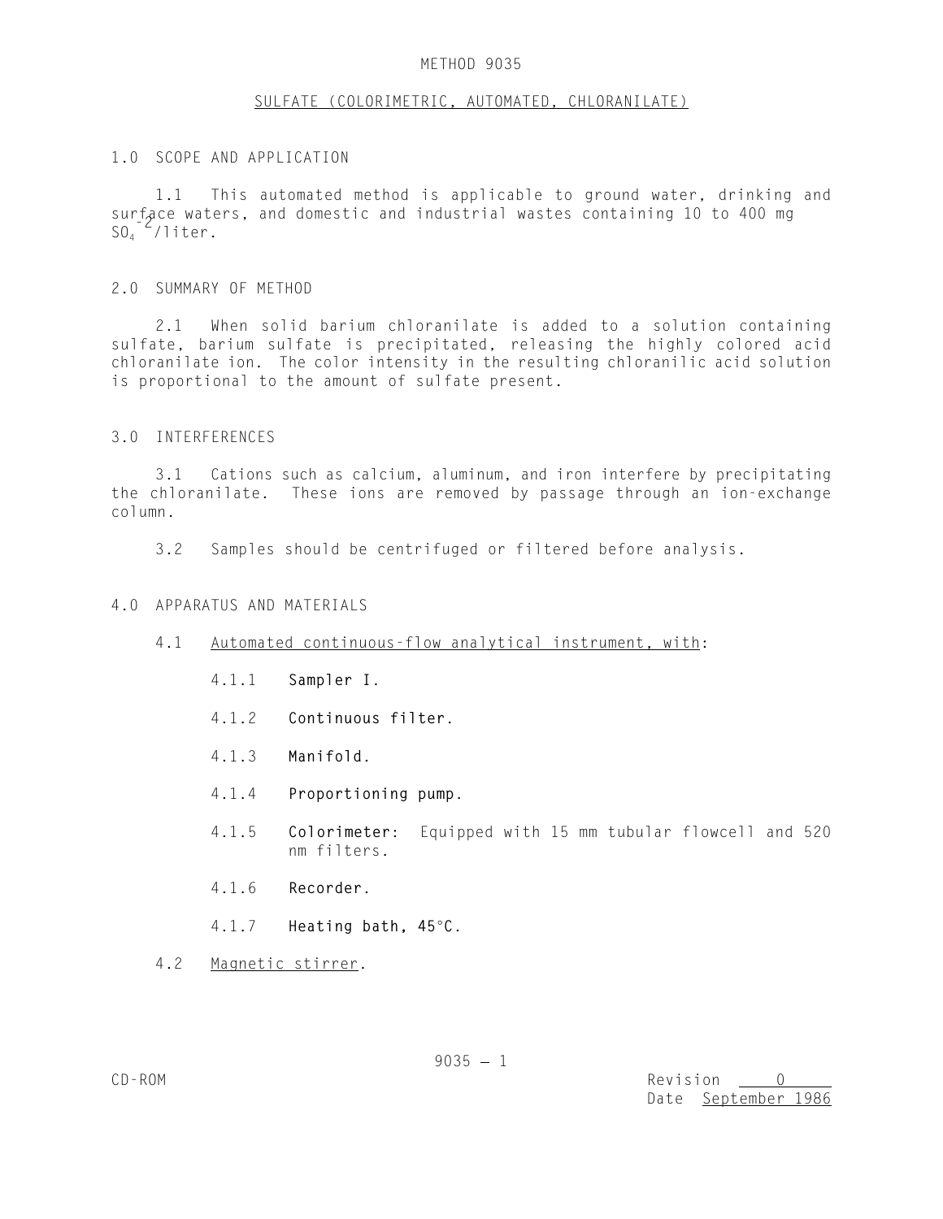# METHOD 9035

## SULFATE (COLORIMETRIC, AUTOMATED, CHLORANILATE)

### 1.0 SCOPE AND APPLICATION

1.1 This automated method is applicable to ground water, drinking and surface waters, and domestic and industrial wastes containing 10 to 400 mg $SO_4^{-2}$/liter.

### 2.0 SUMMARY OF METHOD

2.1 When solid barium chloranilate is added to a solution containing sulfate, barium sulfate is precipitated, releasing the highly colored acid chloranilate ion. The color intensity in the resulting chloranilic acid solution is proportional to the amount of sulfate present.

### 3.0 INTERFERENCES

3.1 Cations such as calcium, aluminum, and iron interfere by precipitating the chloranilate. These ions are removed by passage through an ion-exchange column.

3.2 Samples should be centrifuged or filtered before analysis.

### 4.0 APPARATUS AND MATERIALS

4.1 Automated continuous-flow analytical instrument, with:

4.1.1 **Sampler I.**

4.1.2 **Continuous filter.**

4.1.3 **Manifold.**

4.1.4 **Proportioning pump.**

4.1.5 **Colorimeter:** Equipped with 15 mm tubular flowcell and 520 nm filters.

4.1.6 **Recorder.**

4.1.7 **Heating bath, 45°C.**

4.2 Magnetic stirrer.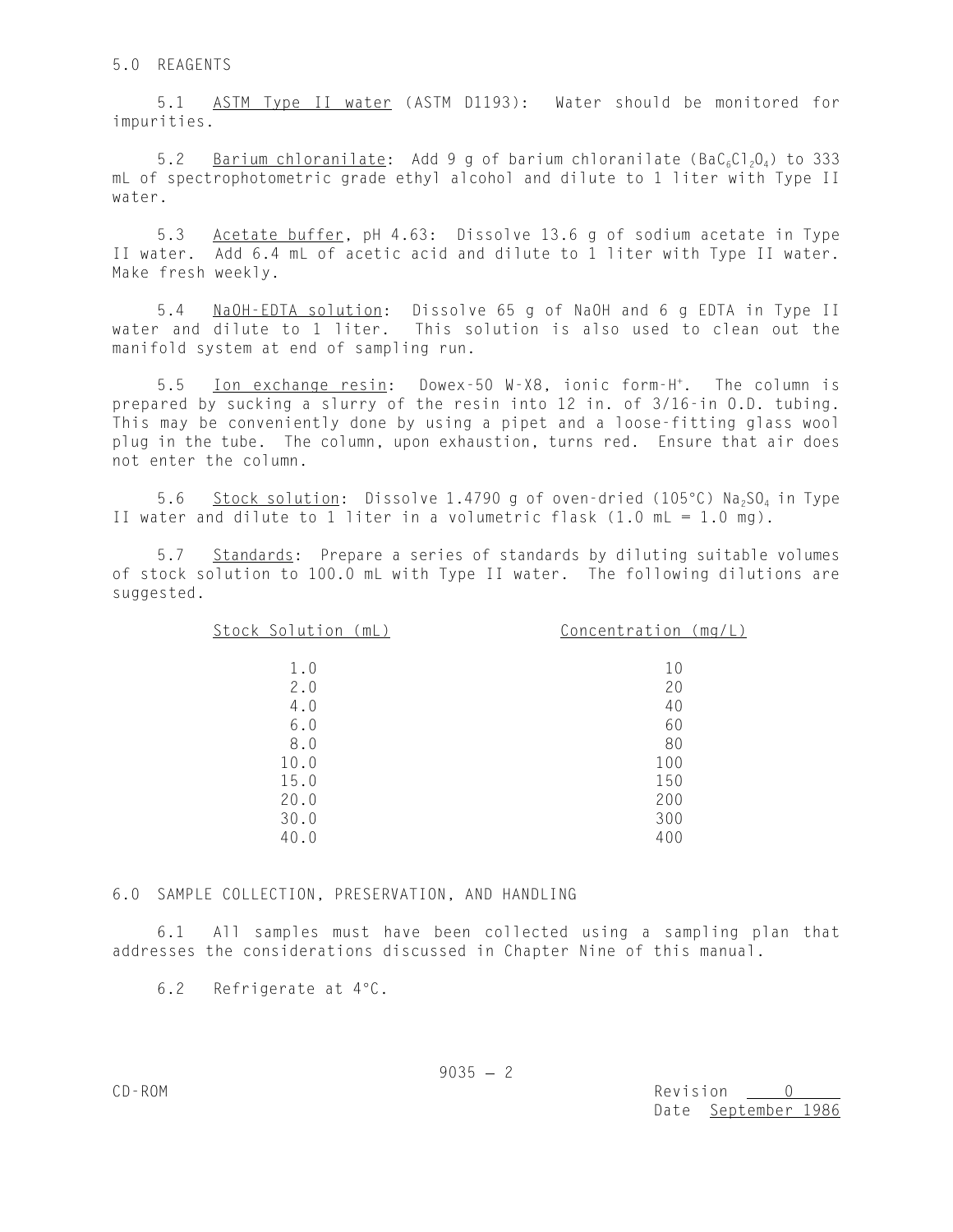## 5.0 REAGENTS

5.1 ASTM Type II water (ASTM D1193): Water should be monitored for impurities.

5.2 Barium chloranilate: Add 9 g of barium chloranilate ($BaC_6Cl_2O_4$) to 333 mL of spectrophotometric grade ethyl alcohol and dilute to 1 liter with Type II water.

5.3 Acetate buffer, pH 4.63: Dissolve 13.6 g of sodium acetate in Type II water. Add 6.4 mL of acetic acid and dilute to 1 liter with Type II water. Make fresh weekly.

5.4 NaOH-EDTA solution: Dissolve 65 g of NaOH and 6 g EDTA in Type II water and dilute to 1 liter. This solution is also used to clean out the manifold system at end of sampling run.

5.5 Ion exchange resin: Dowex-50 W-X8, ionic form-$H^+$. The column is prepared by sucking a slurry of the resin into 12 in. of 3/16-in O.D. tubing. This may be conveniently done by using a pipet and a loose-fitting glass wool plug in the tube. The column, upon exhaustion, turns red. Ensure that air does not enter the column.

5.6 Stock solution: Dissolve 1.4790 g of oven-dried (105°C) $Na_2SO_4$ in Type II water and dilute to 1 liter in a volumetric flask (1.0 mL = 1.0 mg).

5.7 Standards: Prepare a series of standards by diluting suitable volumes of stock solution to 100.0 mL with Type II water. The following dilutions are suggested.

| Stock Solution (mL) | Concentration (mg/L) |
|---|---|
| 1.0 | 10 |
| 2.0 | 20 |
| 4.0 | 40 |
| 6.0 | 60 |
| 8.0 | 80 |
| 10.0 | 100 |
| 15.0 | 150 |
| 20.0 | 200 |
| 30.0 | 300 |
| 40.0 | 400 |

## 6.0 SAMPLE COLLECTION, PRESERVATION, AND HANDLING

6.1 All samples must have been collected using a sampling plan that addresses the considerations discussed in Chapter Nine of this manual.

6.2 Refrigerate at 4°C.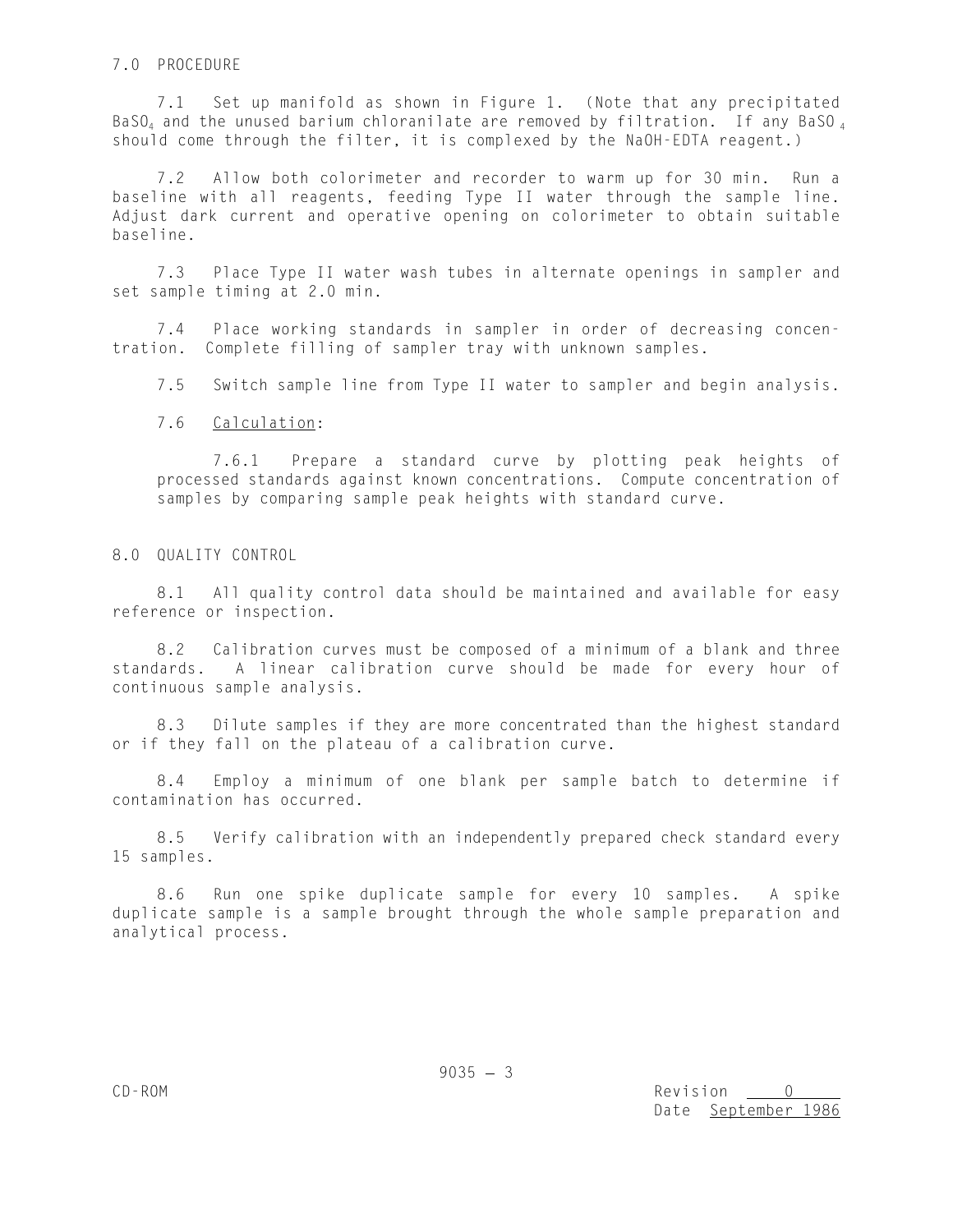## 7.0 PROCEDURE

7.1 Set up manifold as shown in Figure 1. (Note that any precipitated $BaSO_4$ and the unused barium chloranilate are removed by filtration. If any $BaSO_4$ should come through the filter, it is complexed by the NaOH-EDTA reagent.)

7.2 Allow both colorimeter and recorder to warm up for 30 min. Run a baseline with all reagents, feeding Type II water through the sample line. Adjust dark current and operative opening on colorimeter to obtain suitable baseline.

7.3 Place Type II water wash tubes in alternate openings in sampler and set sample timing at 2.0 min.

7.4 Place working standards in sampler in order of decreasing concentration. Complete filling of sampler tray with unknown samples.

7.5 Switch sample line from Type II water to sampler and begin analysis.

7.6 Calculation:

7.6.1 Prepare a standard curve by plotting peak heights of processed standards against known concentrations. Compute concentration of samples by comparing sample peak heights with standard curve.

## 8.0 QUALITY CONTROL

8.1 All quality control data should be maintained and available for easy reference or inspection.

8.2 Calibration curves must be composed of a minimum of a blank and three standards. A linear calibration curve should be made for every hour of continuous sample analysis.

8.3 Dilute samples if they are more concentrated than the highest standard or if they fall on the plateau of a calibration curve.

8.4 Employ a minimum of one blank per sample batch to determine if contamination has occurred.

8.5 Verify calibration with an independently prepared check standard every 15 samples.

8.6 Run one spike duplicate sample for every 10 samples. A spike duplicate sample is a sample brought through the whole sample preparation and analytical process.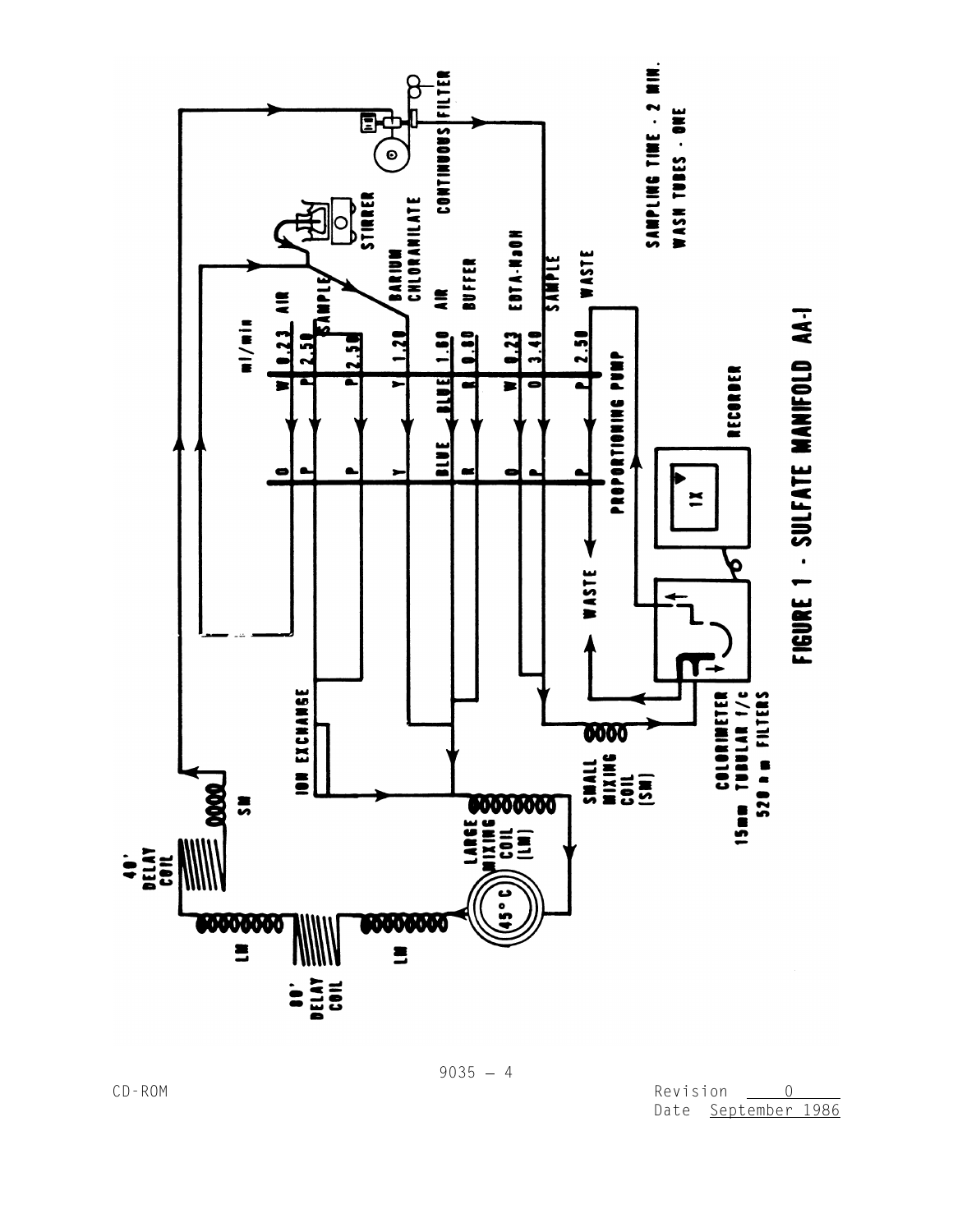SAMPLING TIME - 2 MIN.
WASH TUBES - ONE

ml/min

| Pump tube | ml/min | Line |
| --- | --- | --- |
| O W | 0.23 | AIR |
| P P | 2.50 | SAMPLE |
| P P | 2.50 | SAMPLE |
| Y Y | 1.20 | BARIUM CHLORANILATE |
| BLUE BLUE | 1.60 | AIR |
| R R | 0.80 | BUFFER |
| O W | 0.23 | EDTA-NaOH |
| P O | 3.40 | SAMPLE |
| P P | 2.50 | WASTE |

STIRRER

CONTINUOUS FILTER

PROPORTIONING PUMP

RECORDER

1X

WASTE

ION EXCHANGE

SMALL MIXING COIL (SM)

COLORIMETER
15mm TUBULAR f/c
520 nm FILTERS

LARGE MIXING COIL (LM)

45°C

40' DELAY COIL

SM

LM

80' DELAY COIL

LM

FIGURE 1 - SULFATE MANIFOLD AA-I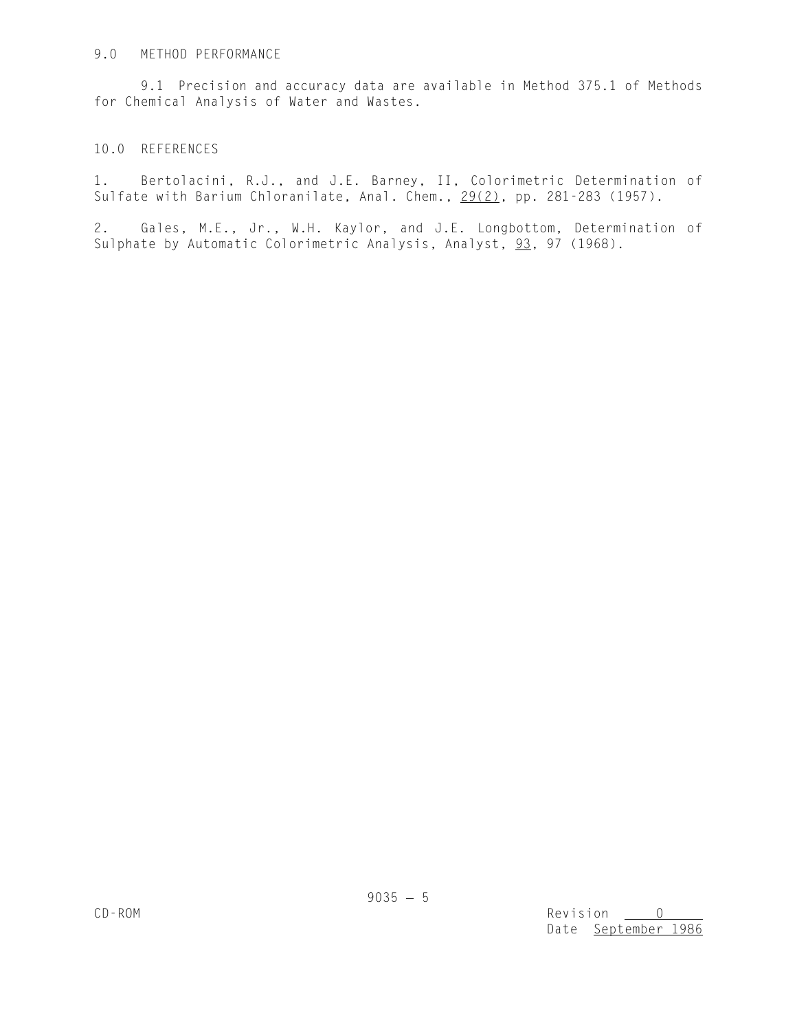## 9.0 METHOD PERFORMANCE

9.1 Precision and accuracy data are available in Method 375.1 of Methods for Chemical Analysis of Water and Wastes.

## 10.0 REFERENCES

1. Bertolacini, R.J., and J.E. Barney, II, Colorimetric Determination of Sulfate with Barium Chloranilate, Anal. Chem., 29(2), pp. 281-283 (1957).

2. Gales, M.E., Jr., W.H. Kaylor, and J.E. Longbottom, Determination of Sulphate by Automatic Colorimetric Analysis, Analyst, 93, 97 (1968).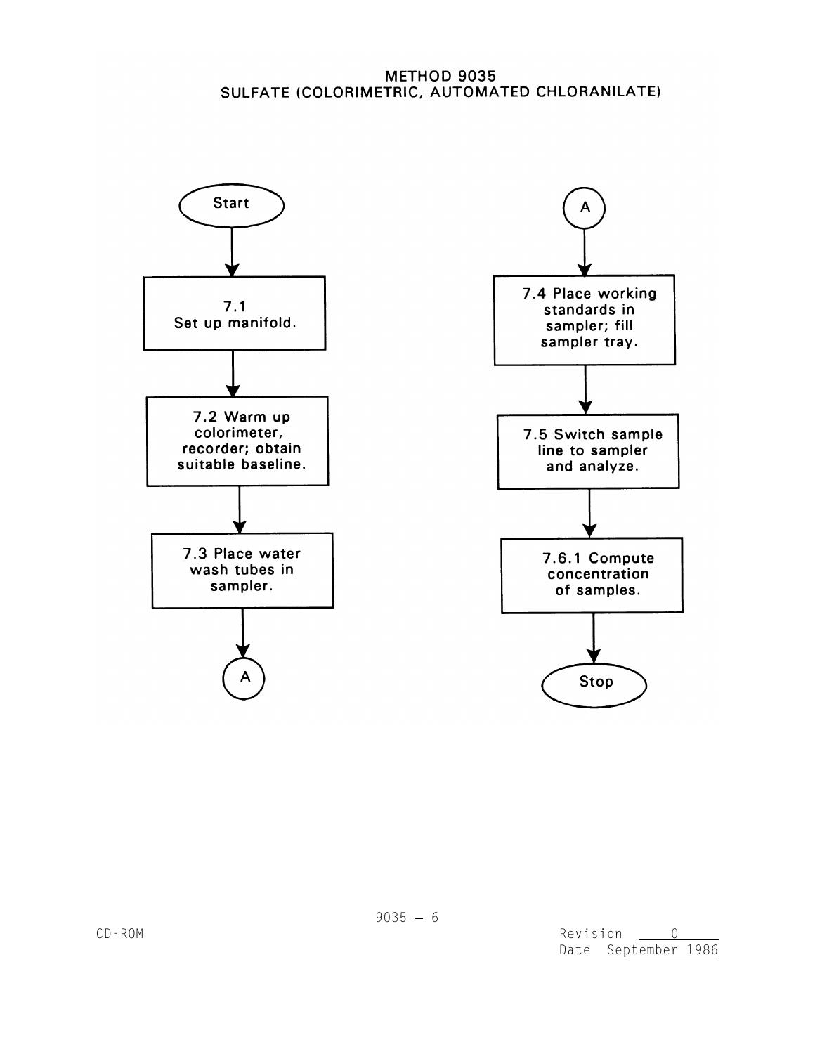# METHOD 9035
## SULFATE (COLORIMETRIC, AUTOMATED CHLORANILATE)

Start

7.1 Set up manifold.

7.2 Warm up colorimeter, recorder; obtain suitable baseline.

7.3 Place water wash tubes in sampler.

A

A

7.4 Place working standards in sampler; fill sampler tray.

7.5 Switch sample line to sampler and analyze.

7.6.1 Compute concentration of samples.

Stop